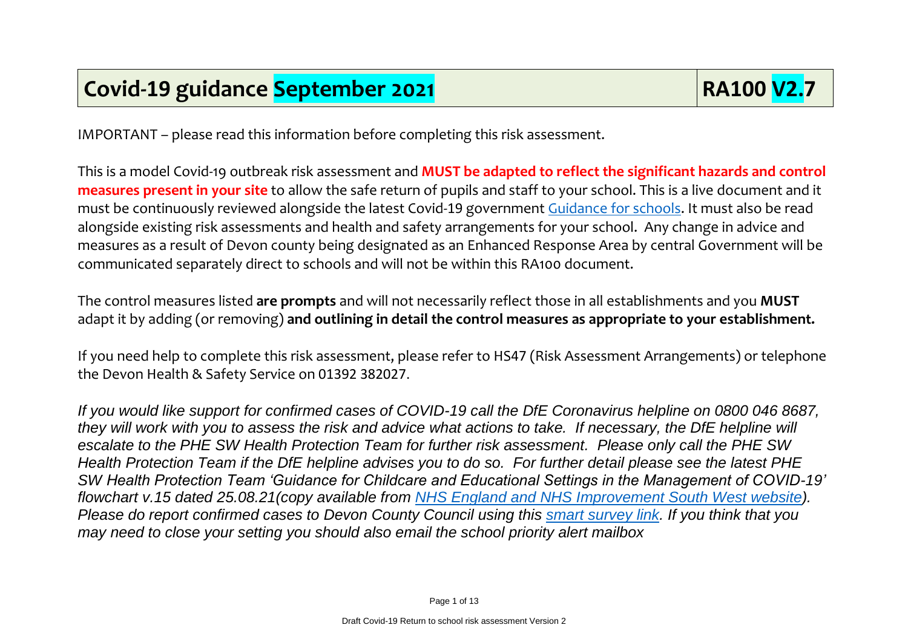# Covid-19 guidance September 2021 | RA100 V2.7

IMPORTANT – please read this information before completing this risk assessment.

This is a model Covid-19 outbreak risk assessment and **MUST be adapted to reflect the significant hazards and control measures present in your site** to allow the safe return of pupils and staff to your school. This is a live document and it must be continuously reviewed alongside the latest Covid-19 government Guidance for schools. It must also be read alongside existing risk assessments and health and safety arrangements for your school. Any change in advice and measures as a result of Devon county being designated as an Enhanced Response Area by central Government will be communicated separately direct to schools and will not be within this RA100 document.

The control measures listed **are prompts** and will not necessarily reflect those in all establishments and you **MUST** adapt it by adding (or removing) **and outlining in detail the control measures as appropriate to your establishment.**

If you need help to complete this risk assessment, please refer to HS47 (Risk Assessment Arrangements) or telephone the Devon Health & Safety Service on 01392 382027.

*If you would like support for confirmed cases of COVID-19 call the DfE Coronavirus helpline on 0800 046 8687, they will work with you to assess the risk and advice what actions to take. If necessary, the DfE helpline will escalate to the PHE SW Health Protection Team for further risk assessment. Please only call the PHE SW Health Protection Team if the DfE helpline advises you to do so. For further detail please see the latest PHE SW Health Protection Team 'Guidance for Childcare and Educational Settings in the Management of COVID-19' flowchart v.15 dated 25.08.21(copy available from NHS England and NHS Improvement South West website). Please do report confirmed cases to Devon County Council using this smart survey link. If you think that you may need to close your setting you should also email the school priority alert mailbox*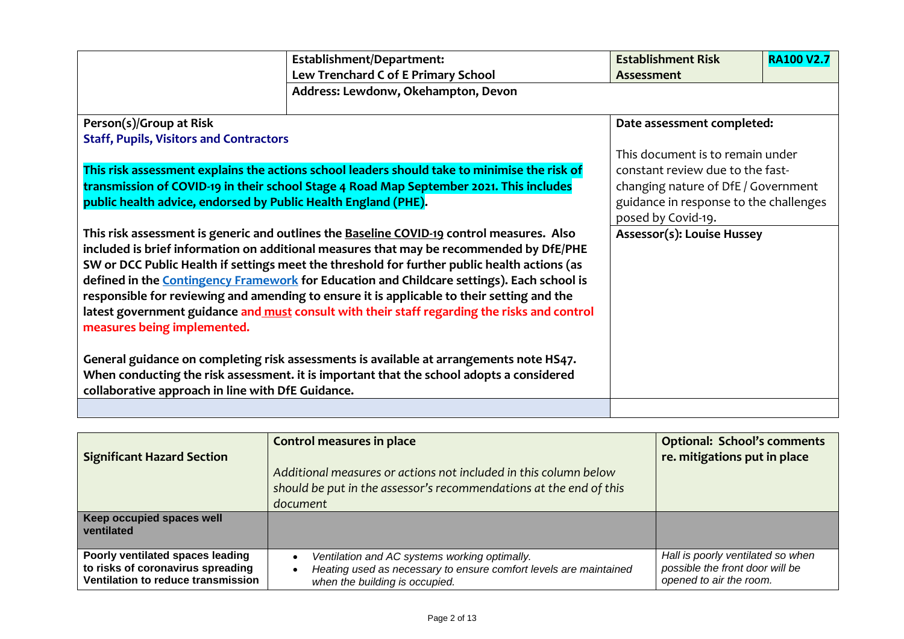| | Establishment/Department: Lew Trenchard C of E Primary School | Establishment Risk Assessment | RA100 V2.7 |
|---|---|---|---|
| | Address: Lewdonw, Okehampton, Devon | | |

| Person(s)/Group at Risk | Date assessment completed: |
|---|---|
| **Staff, Pupils, Visitors and Contractors**<br><br>**This risk assessment explains the actions school leaders should take to minimise the risk of transmission of COVID-19 in their school Stage 4 Road Map September 2021. This includes public health advice, endorsed by Public Health England (PHE).**<br><br>**This risk assessment is generic and outlines the Baseline COVID-19 control measures. Also included is brief information on additional measures that may be recommended by DfE/PHE SW or DCC Public Health if settings meet the threshold for further public health actions (as defined in the Contingency Framework for Education and Childcare settings). Each school is responsible for reviewing and amending to ensure it is applicable to their setting and the latest government guidance and must consult with their staff regarding the risks and control measures being implemented.**<br><br>**General guidance on completing risk assessments is available at arrangements note HS47. When conducting the risk assessment. it is important that the school adopts a considered collaborative approach in line with DfE Guidance.** | This document is to remain under constant review due to the fast-changing nature of DfE / Government guidance in response to the challenges posed by Covid-19.<br><br>**Assessor(s): Louise Hussey** |

| Significant Hazard Section | Control measures in place<br><br>*Additional measures or actions not included in this column below should be put in the assessor's recommendations at the end of this document* | Optional: School's comments re. mitigations put in place |
|---|---|---|
| **Keep occupied spaces well ventilated** | | |
| **Poorly ventilated spaces leading to risks of coronavirus spreading Ventilation to reduce transmission** | • *Ventilation and AC systems working optimally.*<br>• *Heating used as necessary to ensure comfort levels are maintained when the building is occupied.* | *Hall is poorly ventilated so when possible the front door will be opened to air the room.* |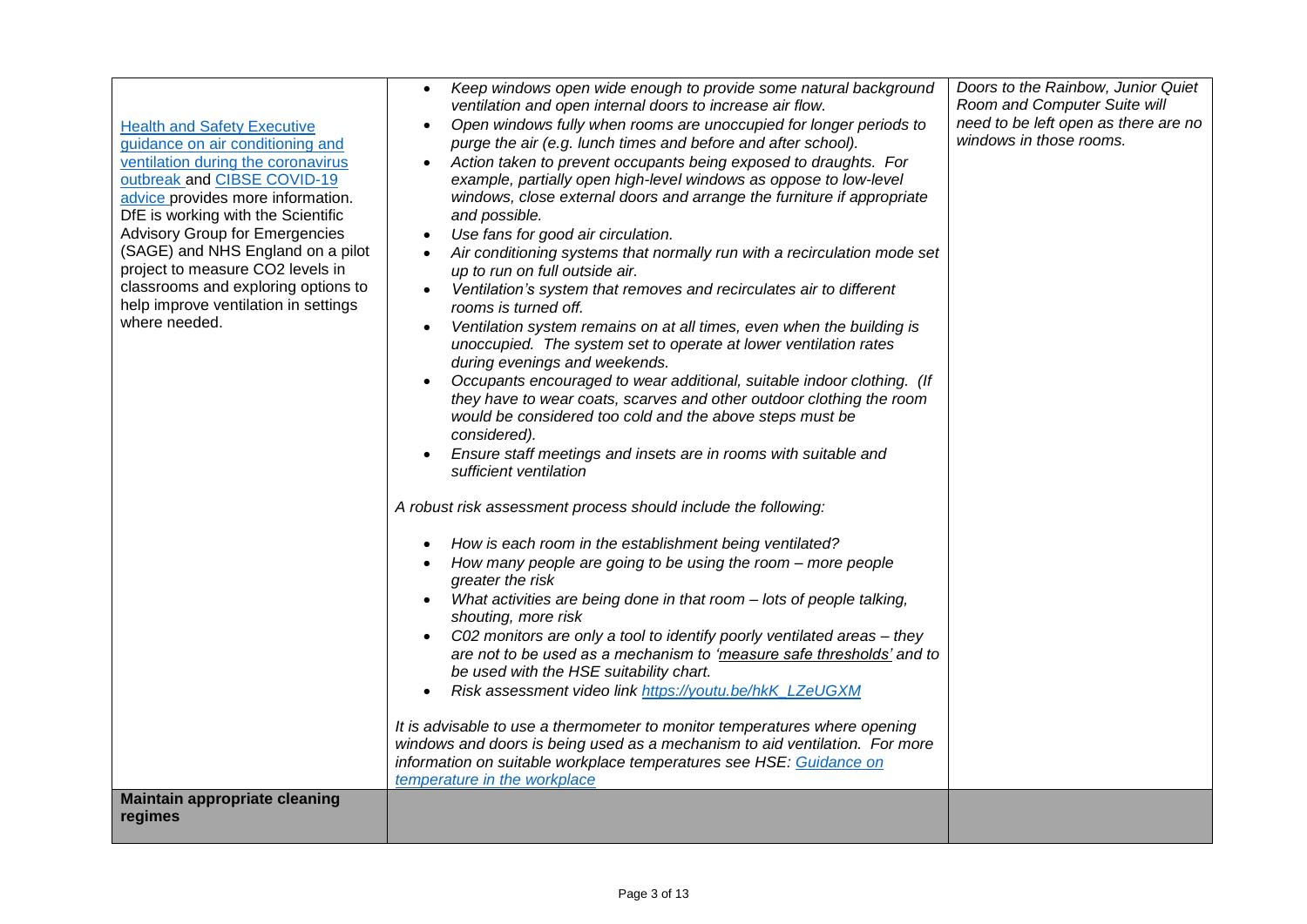| | | |
|---|---|---|
| [Health and Safety Executive guidance on air conditioning and ventilation during the coronavirus outbreak](#) and [CIBSE COVID-19 advice](#) provides more information. DfE is working with the Scientific Advisory Group for Emergencies (SAGE) and NHS England on a pilot project to measure CO2 levels in classrooms and exploring options to help improve ventilation in settings where needed. | <ul><li>*Keep windows open wide enough to provide some natural background ventilation and open internal doors to increase air flow.*</li><li>*Open windows fully when rooms are unoccupied for longer periods to purge the air (e.g. lunch times and before and after school).*</li><li>*Action taken to prevent occupants being exposed to draughts. For example, partially open high-level windows as oppose to low-level windows, close external doors and arrange the furniture if appropriate and possible.*</li><li>*Use fans for good air circulation.*</li><li>*Air conditioning systems that normally run with a recirculation mode set up to run on full outside air.*</li><li>*Ventilation's system that removes and recirculates air to different rooms is turned off.*</li><li>*Ventilation system remains on at all times, even when the building is unoccupied. The system set to operate at lower ventilation rates during evenings and weekends.*</li><li>*Occupants encouraged to wear additional, suitable indoor clothing. (If they have to wear coats, scarves and other outdoor clothing the room would be considered too cold and the above steps must be considered).*</li><li>*Ensure staff meetings and insets are in rooms with suitable and sufficient ventilation*</li></ul>*A robust risk assessment process should include the following:*<ul><li>*How is each room in the establishment being ventilated?*</li><li>*How many people are going to be using the room – more people greater the risk*</li><li>*What activities are being done in that room – lots of people talking, shouting, more risk*</li><li>*C02 monitors are only a tool to identify poorly ventilated areas – they are not to be used as a mechanism to 'measure safe thresholds' and to be used with the HSE suitability chart.*</li><li>*Risk assessment video link [https://youtu.be/hkK_LZeUGXM](https://youtu.be/hkK_LZeUGXM)*</li></ul>*It is advisable to use a thermometer to monitor temperatures where opening windows and doors is being used as a mechanism to aid ventilation. For more information on suitable workplace temperatures see HSE: [Guidance on temperature in the workplace](#)* | *Doors to the Rainbow, Junior Quiet Room and Computer Suite will need to be left open as there are no windows in those rooms.* |
| **Maintain appropriate cleaning regimes** | | |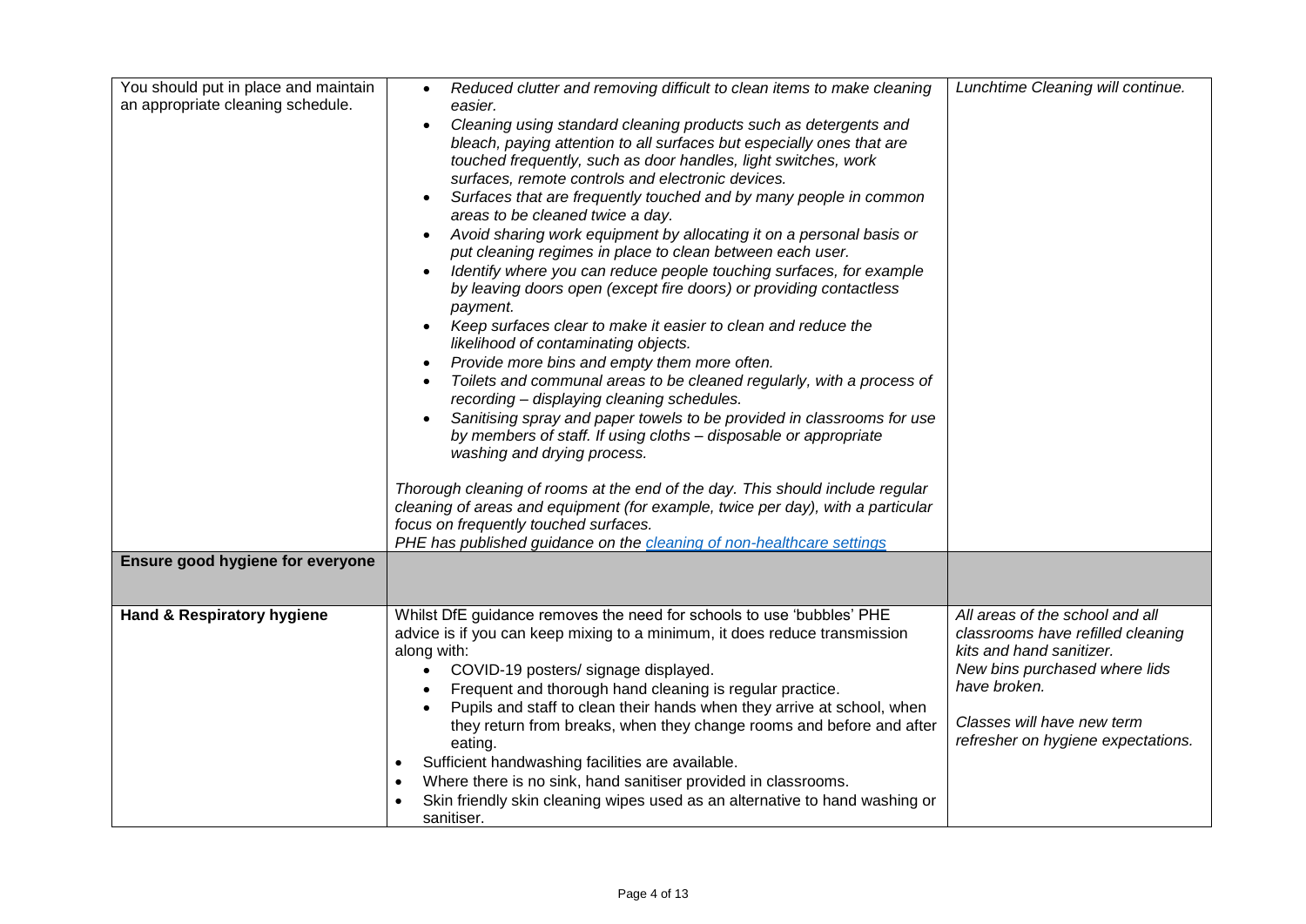| | | |
|---|---|---|
| You should put in place and maintain an appropriate cleaning schedule. | <ul><li>*Reduced clutter and removing difficult to clean items to make cleaning easier.*</li><li>*Cleaning using standard cleaning products such as detergents and bleach, paying attention to all surfaces but especially ones that are touched frequently, such as door handles, light switches, work surfaces, remote controls and electronic devices.*</li><li>*Surfaces that are frequently touched and by many people in common areas to be cleaned twice a day.*</li><li>*Avoid sharing work equipment by allocating it on a personal basis or put cleaning regimes in place to clean between each user.*</li><li>*Identify where you can reduce people touching surfaces, for example by leaving doors open (except fire doors) or providing contactless payment.*</li><li>*Keep surfaces clear to make it easier to clean and reduce the likelihood of contaminating objects.*</li><li>*Provide more bins and empty them more often.*</li><li>*Toilets and communal areas to be cleaned regularly, with a process of recording – displaying cleaning schedules.*</li><li>*Sanitising spray and paper towels to be provided in classrooms for use by members of staff. If using cloths – disposable or appropriate washing and drying process.*</li></ul>*Thorough cleaning of rooms at the end of the day. This should include regular cleaning of areas and equipment (for example, twice per day), with a particular focus on frequently touched surfaces.*<br>*PHE has published guidance on the cleaning of non-healthcare settings* | *Lunchtime Cleaning will continue.* |
| **Ensure good hygiene for everyone** | | |
| **Hand & Respiratory hygiene** | Whilst DfE guidance removes the need for schools to use 'bubbles' PHE advice is if you can keep mixing to a minimum, it does reduce transmission along with:<ul><li>COVID-19 posters/ signage displayed.</li><li>Frequent and thorough hand cleaning is regular practice.</li><li>Pupils and staff to clean their hands when they arrive at school, when they return from breaks, when they change rooms and before and after eating.</li></ul><ul><li>Sufficient handwashing facilities are available.</li><li>Where there is no sink, hand sanitiser provided in classrooms.</li><li>Skin friendly skin cleaning wipes used as an alternative to hand washing or sanitiser.</li></ul> | *All areas of the school and all classrooms have refilled cleaning kits and hand sanitizer.*<br>*New bins purchased where lids have broken.*<br><br>*Classes will have new term refresher on hygiene expectations.* |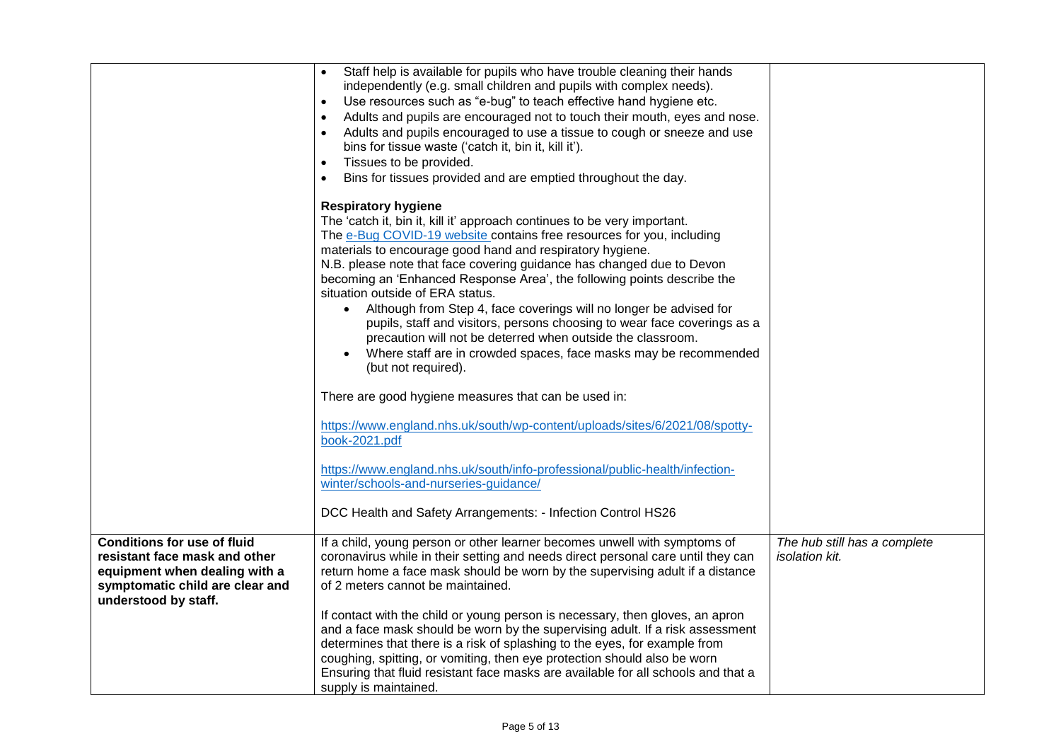| | | |
|---|---|---|
| | • Staff help is available for pupils who have trouble cleaning their hands independently (e.g. small children and pupils with complex needs).<br>• Use resources such as "e-bug" to teach effective hand hygiene etc.<br>• Adults and pupils are encouraged not to touch their mouth, eyes and nose.<br>• Adults and pupils encouraged to use a tissue to cough or sneeze and use bins for tissue waste ('catch it, bin it, kill it').<br>• Tissues to be provided.<br>• Bins for tissues provided and are emptied throughout the day.<br><br>**Respiratory hygiene**<br>The 'catch it, bin it, kill it' approach continues to be very important.<br>The e-Bug COVID-19 website contains free resources for you, including materials to encourage good hand and respiratory hygiene.<br>N.B. please note that face covering guidance has changed due to Devon becoming an 'Enhanced Response Area', the following points describe the situation outside of ERA status.<br>• Although from Step 4, face coverings will no longer be advised for pupils, staff and visitors, persons choosing to wear face coverings as a precaution will not be deterred when outside the classroom.<br>• Where staff are in crowded spaces, face masks may be recommended (but not required).<br><br>There are good hygiene measures that can be used in:<br><br>https://www.england.nhs.uk/south/wp-content/uploads/sites/6/2021/08/spotty-book-2021.pdf<br><br>https://www.england.nhs.uk/south/info-professional/public-health/infection-winter/schools-and-nurseries-guidance/<br><br>DCC Health and Safety Arrangements: - Infection Control HS26 | |
| **Conditions for use of fluid resistant face mask and other equipment when dealing with a symptomatic child are clear and understood by staff.** | If a child, young person or other learner becomes unwell with symptoms of coronavirus while in their setting and needs direct personal care until they can return home a face mask should be worn by the supervising adult if a distance of 2 meters cannot be maintained.<br><br>If contact with the child or young person is necessary, then gloves, an apron and a face mask should be worn by the supervising adult. If a risk assessment determines that there is a risk of splashing to the eyes, for example from coughing, spitting, or vomiting, then eye protection should also be worn Ensuring that fluid resistant face masks are available for all schools and that a supply is maintained. | *The hub still has a complete isolation kit.* |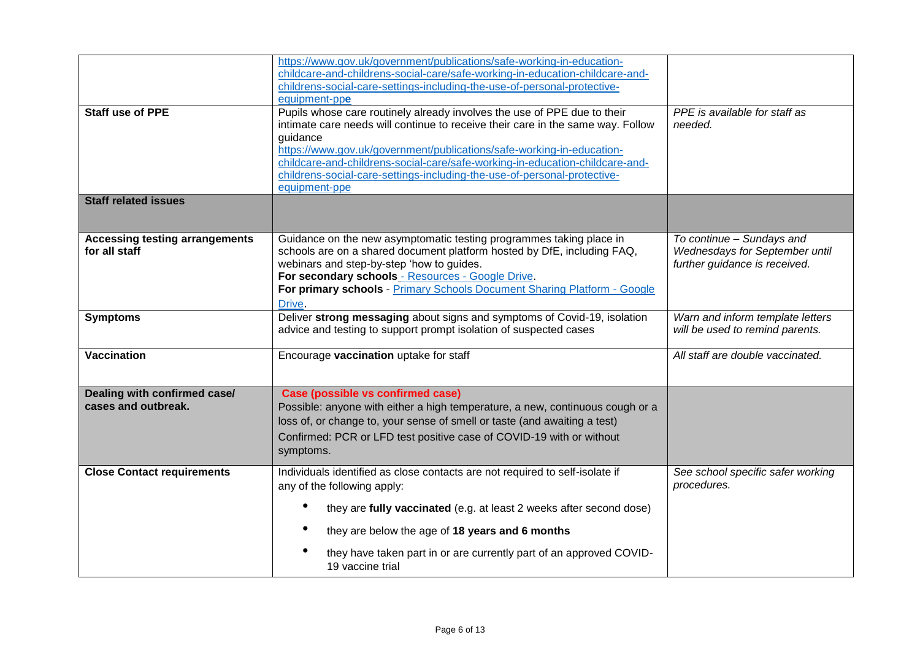| | | |
|---|---|---|
| | https://www.gov.uk/government/publications/safe-working-in-education-childcare-and-childrens-social-care/safe-working-in-education-childcare-and-childrens-social-care-settings-including-the-use-of-personal-protective-equipment-ppe | |
| **Staff use of PPE** | Pupils whose care routinely already involves the use of PPE due to their intimate care needs will continue to receive their care in the same way. Follow guidance https://www.gov.uk/government/publications/safe-working-in-education-childcare-and-childrens-social-care/safe-working-in-education-childcare-and-childrens-social-care-settings-including-the-use-of-personal-protective-equipment-ppe | *PPE is available for staff as needed.* |
| **Staff related issues** | | |
| **Accessing testing arrangements for all staff** | Guidance on the new asymptomatic testing programmes taking place in schools are on a shared document platform hosted by DfE, including FAQ, webinars and step-by-step 'how to guides.<br>**For secondary schools** - Resources - Google Drive.<br>**For primary schools** - Primary Schools Document Sharing Platform - Google Drive. | *To continue – Sundays and Wednesdays for September until further guidance is received.* |
| **Symptoms** | Deliver **strong messaging** about signs and symptoms of Covid-19, isolation advice and testing to support prompt isolation of suspected cases | *Warn and inform template letters will be used to remind parents.* |
| **Vaccination** | Encourage **vaccination** uptake for staff | *All staff are double vaccinated.* |
| **Dealing with confirmed case/ cases and outbreak.** | **Case (possible vs confirmed case)**<br>Possible: anyone with either a high temperature, a new, continuous cough or a loss of, or change to, your sense of smell or taste (and awaiting a test)<br>Confirmed: PCR or LFD test positive case of COVID-19 with or without symptoms. | |
| **Close Contact requirements** | Individuals identified as close contacts are not required to self-isolate if any of the following apply:<br>• they are **fully vaccinated** (e.g. at least 2 weeks after second dose)<br>• they are below the age of **18 years and 6 months**<br>• they have taken part in or are currently part of an approved COVID-19 vaccine trial | *See school specific safer working procedures.* |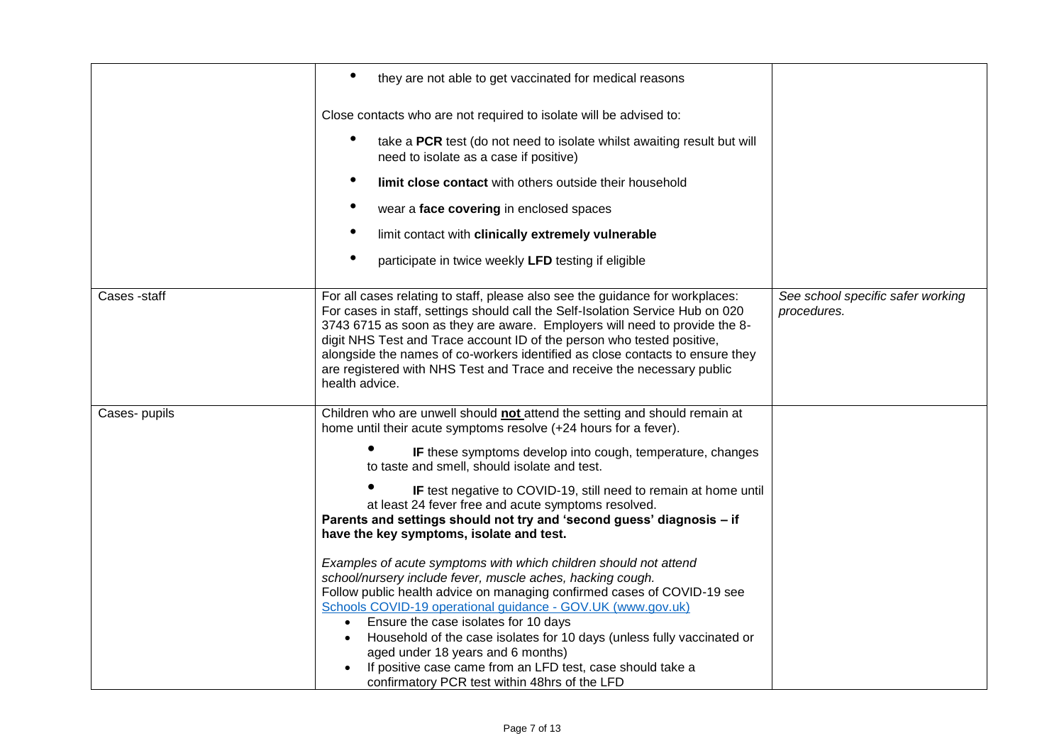| | | |
|---|---|---|
| | • they are not able to get vaccinated for medical reasons<br><br>Close contacts who are not required to isolate will be advised to:<br><br>• take a **PCR** test (do not need to isolate whilst awaiting result but will need to isolate as a case if positive)<br>• **limit close contact** with others outside their household<br>• wear a **face covering** in enclosed spaces<br>• limit contact with **clinically extremely vulnerable**<br>• participate in twice weekly **LFD** testing if eligible | |
| Cases -staff | For all cases relating to staff, please also see the guidance for workplaces: For cases in staff, settings should call the Self-Isolation Service Hub on 020 3743 6715 as soon as they are aware. Employers will need to provide the 8-digit NHS Test and Trace account ID of the person who tested positive, alongside the names of co-workers identified as close contacts to ensure they are registered with NHS Test and Trace and receive the necessary public health advice. | *See school specific safer working procedures.* |
| Cases- pupils | Children who are unwell should **not** attend the setting and should remain at home until their acute symptoms resolve (+24 hours for a fever).<br><br>• **IF** these symptoms develop into cough, temperature, changes to taste and smell, should isolate and test.<br>• **IF** test negative to COVID-19, still need to remain at home until at least 24 fever free and acute symptoms resolved.<br>**Parents and settings should not try and 'second guess' diagnosis – if have the key symptoms, isolate and test.**<br><br>*Examples of acute symptoms with which children should not attend school/nursery include fever, muscle aches, hacking cough.*<br>Follow public health advice on managing confirmed cases of COVID-19 see Schools COVID-19 operational guidance - GOV.UK (www.gov.uk)<br>• Ensure the case isolates for 10 days<br>• Household of the case isolates for 10 days (unless fully vaccinated or aged under 18 years and 6 months)<br>• If positive case came from an LFD test, case should take a confirmatory PCR test within 48hrs of the LFD | |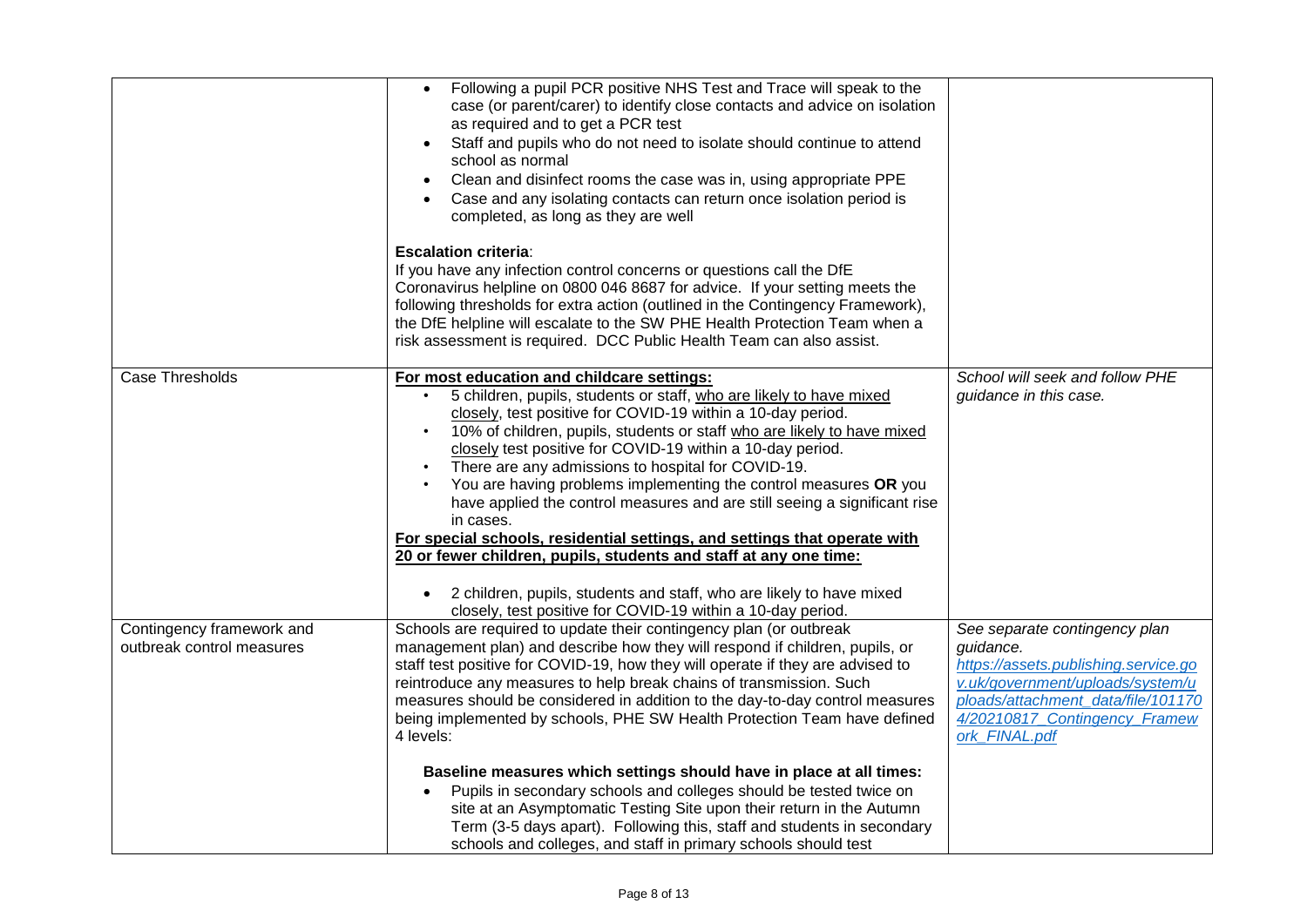| | | |
|---|---|---|
| | • Following a pupil PCR positive NHS Test and Trace will speak to the case (or parent/carer) to identify close contacts and advice on isolation as required and to get a PCR test<br>• Staff and pupils who do not need to isolate should continue to attend school as normal<br>• Clean and disinfect rooms the case was in, using appropriate PPE<br>• Case and any isolating contacts can return once isolation period is completed, as long as they are well<br><br>**Escalation criteria**:<br>If you have any infection control concerns or questions call the DfE Coronavirus helpline on 0800 046 8687 for advice. If your setting meets the following thresholds for extra action (outlined in the Contingency Framework), the DfE helpline will escalate to the SW PHE Health Protection Team when a risk assessment is required. DCC Public Health Team can also assist. | |
| Case Thresholds | **For most education and childcare settings:**<br>• 5 children, pupils, students or staff, who are likely to have mixed closely, test positive for COVID-19 within a 10-day period.<br>• 10% of children, pupils, students or staff who are likely to have mixed closely test positive for COVID-19 within a 10-day period.<br>• There are any admissions to hospital for COVID-19.<br>• You are having problems implementing the control measures **OR** you have applied the control measures and are still seeing a significant rise in cases.<br>**For special schools, residential settings, and settings that operate with 20 or fewer children, pupils, students and staff at any one time:**<br>• 2 children, pupils, students and staff, who are likely to have mixed closely, test positive for COVID-19 within a 10-day period. | *School will seek and follow PHE guidance in this case.* |
| Contingency framework and outbreak control measures | Schools are required to update their contingency plan (or outbreak management plan) and describe how they will respond if children, pupils, or staff test positive for COVID-19, how they will operate if they are advised to reintroduce any measures to help break chains of transmission. Such measures should be considered in addition to the day-to-day control measures being implemented by schools, PHE SW Health Protection Team have defined 4 levels:<br><br>**Baseline measures which settings should have in place at all times:**<br>• Pupils in secondary schools and colleges should be tested twice on site at an Asymptomatic Testing Site upon their return in the Autumn Term (3-5 days apart). Following this, staff and students in secondary schools and colleges, and staff in primary schools should test | *See separate contingency plan guidance.*<br>*https://assets.publishing.service.gov.uk/government/uploads/system/uploads/attachment_data/file/1011704/20210817_Contingency_Framework_FINAL.pdf* |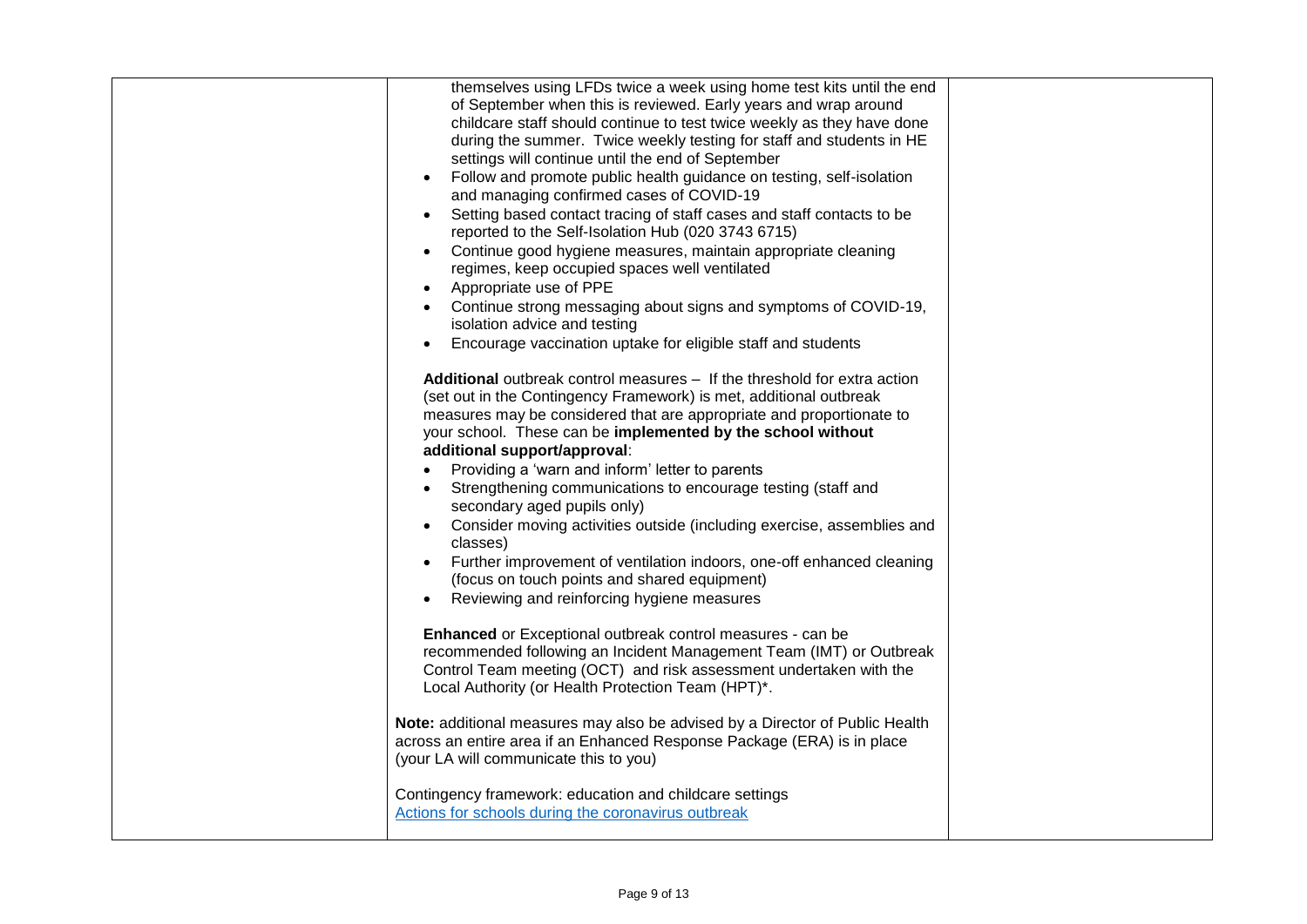| | | |
|---|---|---|
| | themselves using LFDs twice a week using home test kits until the end of September when this is reviewed. Early years and wrap around childcare staff should continue to test twice weekly as they have done during the summer. Twice weekly testing for staff and students in HE settings will continue until the end of September<br>• Follow and promote public health guidance on testing, self-isolation and managing confirmed cases of COVID-19<br>• Setting based contact tracing of staff cases and staff contacts to be reported to the Self-Isolation Hub (020 3743 6715)<br>• Continue good hygiene measures, maintain appropriate cleaning regimes, keep occupied spaces well ventilated<br>• Appropriate use of PPE<br>• Continue strong messaging about signs and symptoms of COVID-19, isolation advice and testing<br>• Encourage vaccination uptake for eligible staff and students<br><br>**Additional** outbreak control measures – If the threshold for extra action (set out in the Contingency Framework) is met, additional outbreak measures may be considered that are appropriate and proportionate to your school. These can be **implemented by the school without additional support/approval**:<br>• Providing a 'warn and inform' letter to parents<br>• Strengthening communications to encourage testing (staff and secondary aged pupils only)<br>• Consider moving activities outside (including exercise, assemblies and classes)<br>• Further improvement of ventilation indoors, one-off enhanced cleaning (focus on touch points and shared equipment)<br>• Reviewing and reinforcing hygiene measures<br><br>**Enhanced** or Exceptional outbreak control measures - can be recommended following an Incident Management Team (IMT) or Outbreak Control Team meeting (OCT) and risk assessment undertaken with the Local Authority (or Health Protection Team (HPT)*.<br><br>**Note:** additional measures may also be advised by a Director of Public Health across an entire area if an Enhanced Response Package (ERA) is in place (your LA will communicate this to you)<br><br>Contingency framework: education and childcare settings<br>[Actions for schools during the coronavirus outbreak]() | |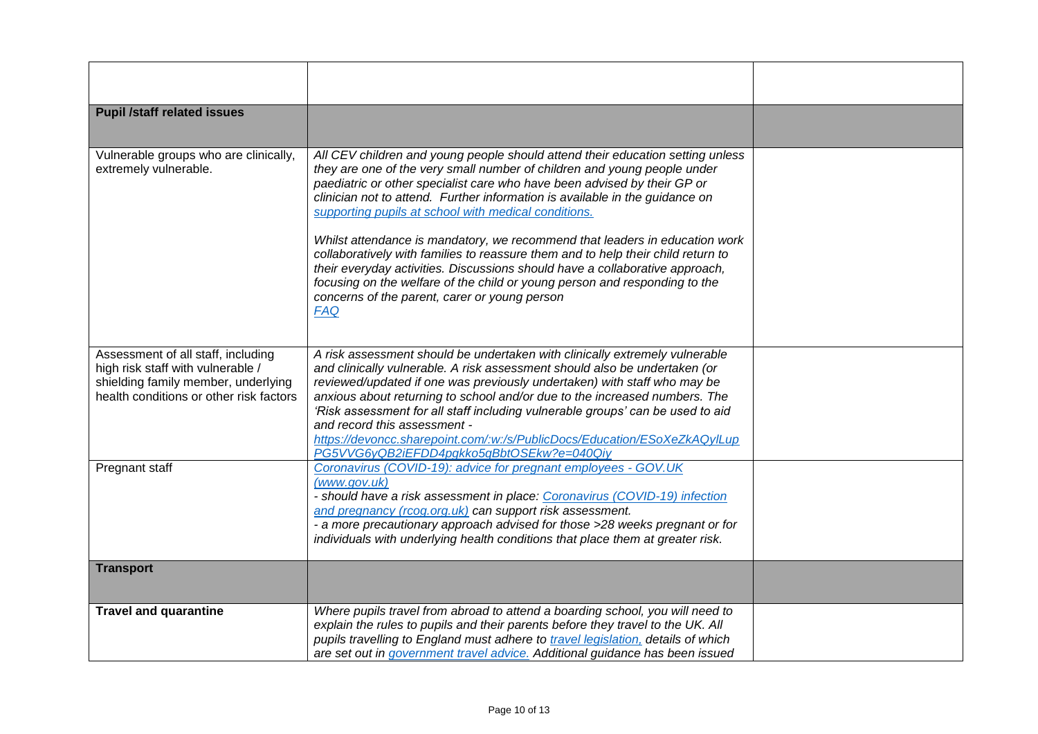| | | |
|---|---|---|
| | | |
| **Pupil /staff related issues** | | |
| Vulnerable groups who are clinically, extremely vulnerable. | *All CEV children and young people should attend their education setting unless they are one of the very small number of children and young people under paediatric or other specialist care who have been advised by their GP or clinician not to attend. Further information is available in the guidance on [supporting pupils at school with medical conditions.](supporting pupils at school with medical conditions.)*<br><br>*Whilst attendance is mandatory, we recommend that leaders in education work collaboratively with families to reassure them and to help their child return to their everyday activities. Discussions should have a collaborative approach, focusing on the welfare of the child or young person and responding to the concerns of the parent, carer or young person*<br>*[FAQ](FAQ)* | |
| Assessment of all staff, including high risk staff with vulnerable / shielding family member, underlying health conditions or other risk factors | *A risk assessment should be undertaken with clinically extremely vulnerable and clinically vulnerable. A risk assessment should also be undertaken (or reviewed/updated if one was previously undertaken) with staff who may be anxious about returning to school and/or due to the increased numbers. The 'Risk assessment for all staff including vulnerable groups' can be used to aid and record this assessment -*<br>*https://devoncc.sharepoint.com/:w:/s/PublicDocs/Education/ESoXeZkAQylLupPG5VVG6yQB2iEFDD4pgkko5gBbtOSEkw?e=040Qiy* | |
| Pregnant staff | *[Coronavirus (COVID-19): advice for pregnant employees - GOV.UK (www.gov.uk)](Coronavirus (COVID-19): advice for pregnant employees - GOV.UK (www.gov.uk))*<br>*- should have a risk assessment in place: [Coronavirus (COVID-19) infection and pregnancy (rcog.org.uk)](Coronavirus (COVID-19) infection and pregnancy (rcog.org.uk)) can support risk assessment.*<br>*- a more precautionary approach advised for those >28 weeks pregnant or for individuals with underlying health conditions that place them at greater risk.* | |
| **Transport** | | |
| **Travel and quarantine** | *Where pupils travel from abroad to attend a boarding school, you will need to explain the rules to pupils and their parents before they travel to the UK. All pupils travelling to England must adhere to [travel legislation,](travel legislation,) details of which are set out in [government travel advice.](government travel advice.) Additional guidance has been issued* | |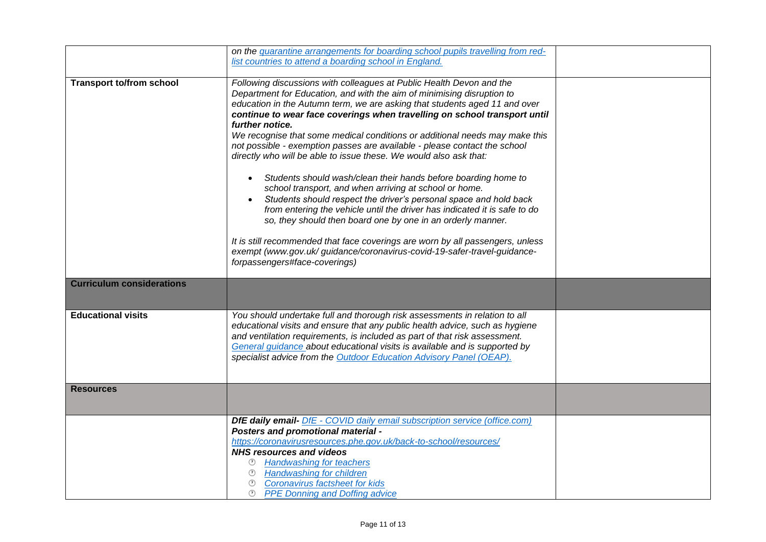| | | |
|---|---|---|
| | *on the quarantine arrangements for boarding school pupils travelling from red-list countries to attend a boarding school in England.* | |
| **Transport to/from school** | *Following discussions with colleagues at Public Health Devon and the Department for Education, and with the aim of minimising disruption to education in the Autumn term, we are asking that students aged 11 and over* ***continue to wear face coverings when travelling on school transport until further notice.*** <br> *We recognise that some medical conditions or additional needs may make this not possible - exemption passes are available - please contact the school directly who will be able to issue these. We would also ask that:* <br> • *Students should wash/clean their hands before boarding home to school transport, and when arriving at school or home.* <br> • *Students should respect the driver's personal space and hold back from entering the vehicle until the driver has indicated it is safe to do so, they should then board one by one in an orderly manner.* <br><br> *It is still recommended that face coverings are worn by all passengers, unless exempt (www.gov.uk/ guidance/coronavirus-covid-19-safer-travel-guidance-forpassengers#face-coverings)* | |
| **Curriculum considerations** | | |
| **Educational visits** | *You should undertake full and thorough risk assessments in relation to all educational visits and ensure that any public health advice, such as hygiene and ventilation requirements, is included as part of that risk assessment. General guidance about educational visits is available and is supported by specialist advice from the Outdoor Education Advisory Panel (OEAP).* | |
| **Resources** | | |
| | ***DfE daily email-*** *DfE - COVID daily email subscription service (office.com)* <br> ***Posters and promotional material -*** <br> *https://coronavirusresources.phe.gov.uk/back-to-school/resources/* <br> ***NHS resources and videos*** <br> • *Handwashing for teachers* <br> • *Handwashing for children* <br> • *Coronavirus factsheet for kids* <br> • *PPE Donning and Doffing advice* | |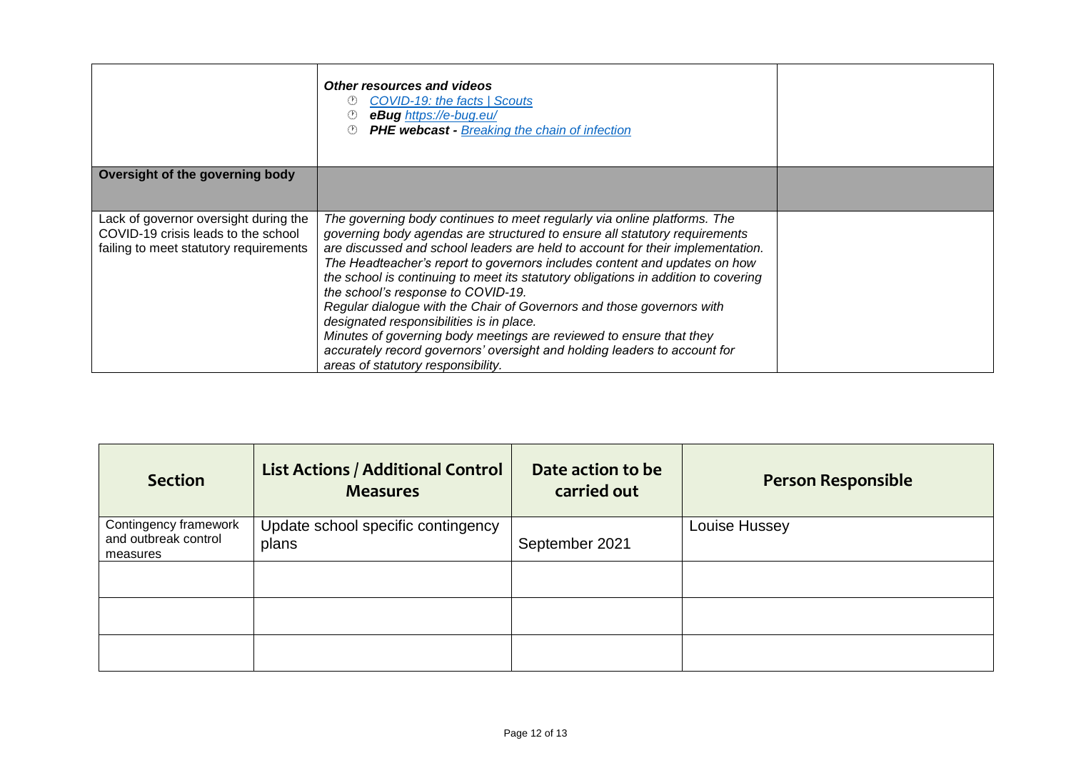|  |  |  |
|---|---|---|
|  | ***Other resources and videos***<br>- [*COVID-19: the facts \| Scouts*](#)<br>- ***eBug*** [*https://e-bug.eu/*](https://e-bug.eu/)<br>- ***PHE webcast -*** [*Breaking the chain of infection*](#) |  |
| **Oversight of the governing body** |  |  |
| Lack of governor oversight during the COVID-19 crisis leads to the school failing to meet statutory requirements | *The governing body continues to meet regularly via online platforms. The governing body agendas are structured to ensure all statutory requirements are discussed and school leaders are held to account for their implementation.*<br>*The Headteacher's report to governors includes content and updates on how the school is continuing to meet its statutory obligations in addition to covering the school's response to COVID-19.*<br>*Regular dialogue with the Chair of Governors and those governors with designated responsibilities is in place.*<br>*Minutes of governing body meetings are reviewed to ensure that they accurately record governors' oversight and holding leaders to account for areas of statutory responsibility.* |  |

| Section | List Actions / Additional Control Measures | Date action to be carried out | Person Responsible |
|---|---|---|---|
| Contingency framework and outbreak control measures | Update school specific contingency plans | September 2021 | Louise Hussey |
|  |  |  |  |
|  |  |  |  |
|  |  |  |  |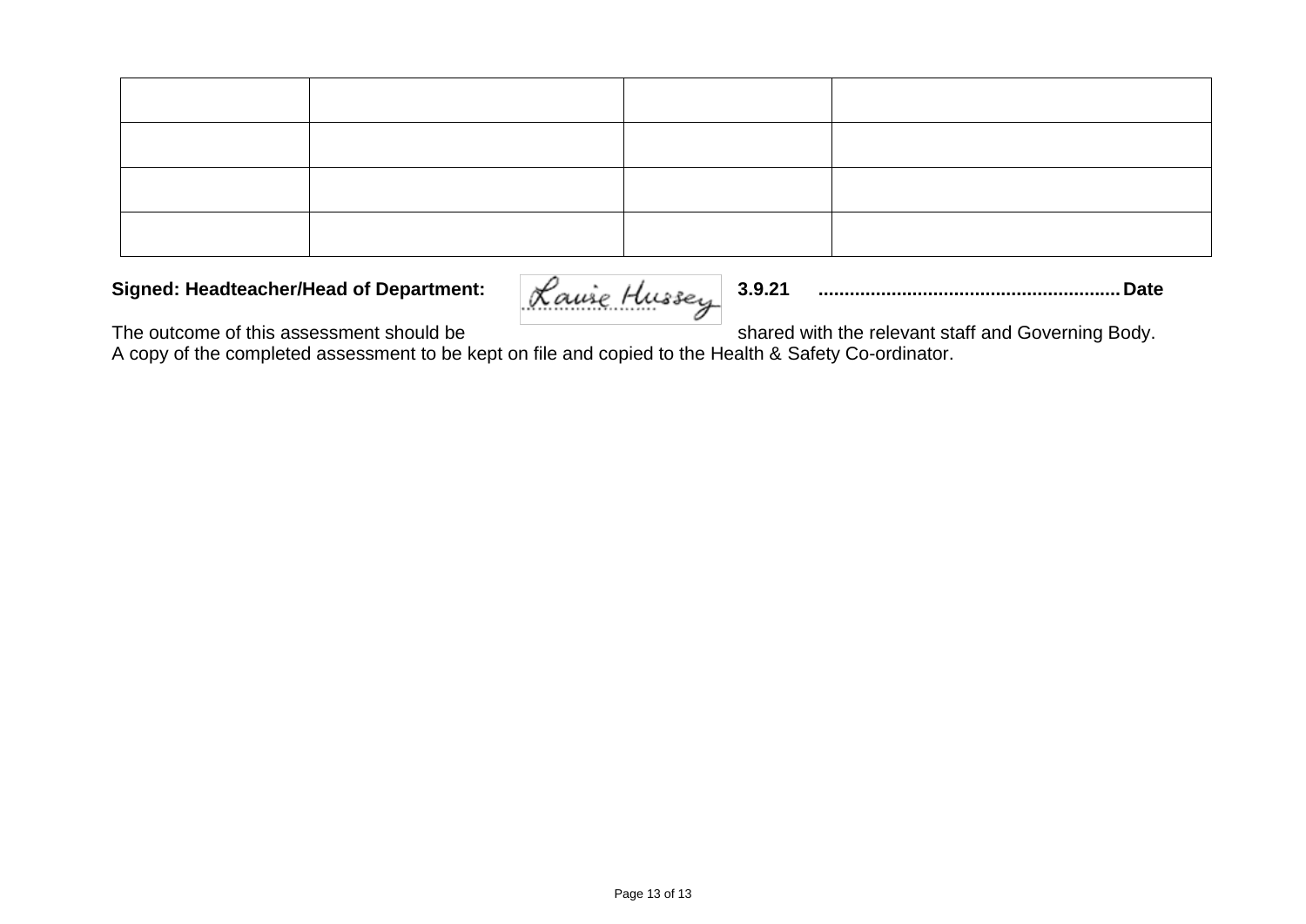| | | | |
|---|---|---|---|
| | | | |
| | | | |
| | | | |
| | | | |

**Signed: Headteacher/Head of Department:** Louise Hussey **3.9.21 .........................................................Date**

The outcome of this assessment should be shared with the relevant staff and Governing Body.
A copy of the completed assessment to be kept on file and copied to the Health & Safety Co-ordinator.